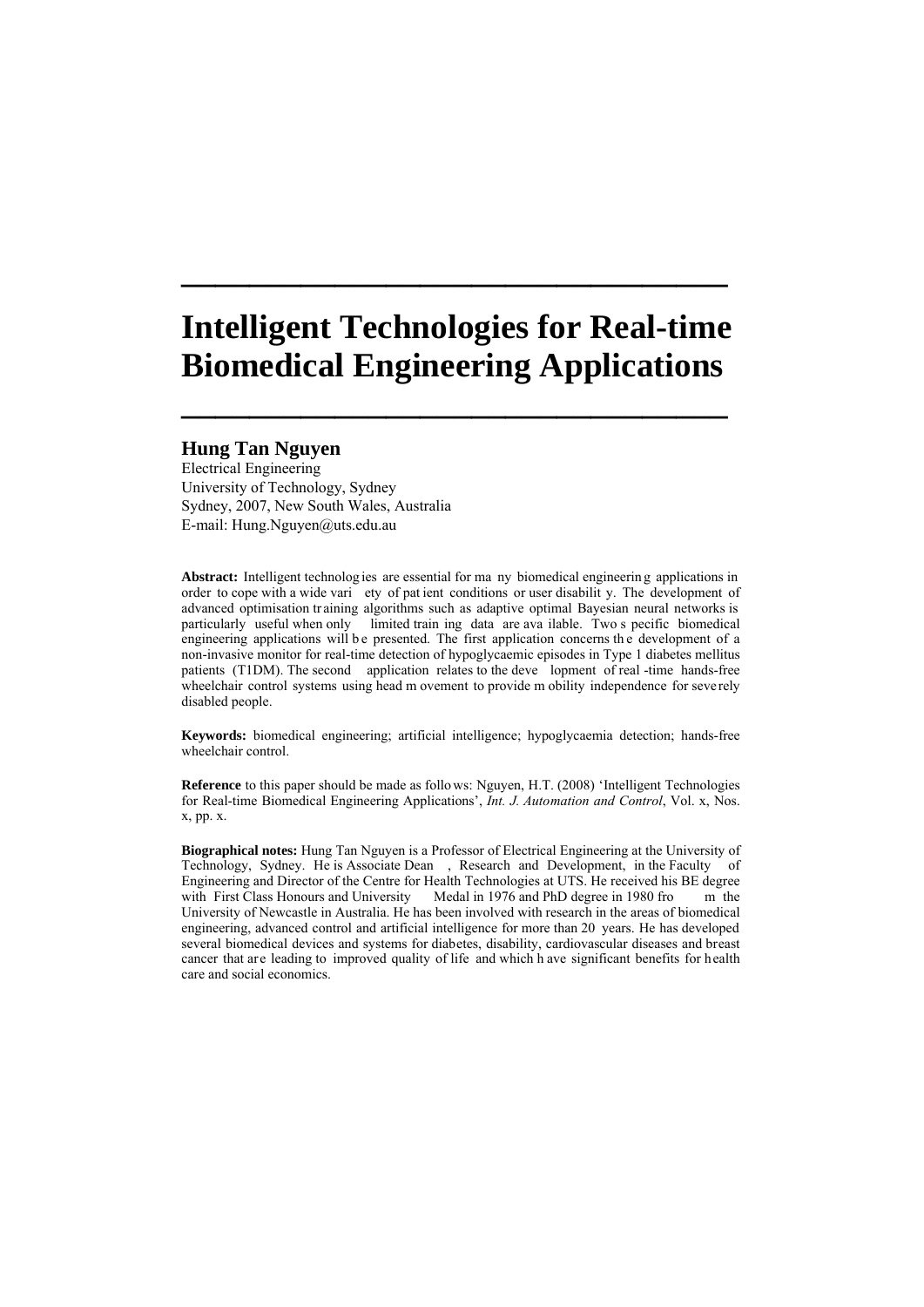# Intelligent Technologies for Real-time Biomedical Engineering Applications

**Hung Tan Nguyen**

Electrical Engineering
University of Technology, Sydney
Sydney, 2007, New South Wales, Australia
E-mail: Hung.Nguyen@uts.edu.au

**Abstract:** Intelligent technologies are essential for many biomedical engineering applications in order to cope with a wide variety of patient conditions or user disability. The development of advanced optimisation training algorithms such as adaptive optimal Bayesian neural networks is particularly useful when only limited training data are available. Two specific biomedical engineering applications will be presented. The first application concerns the development of a non-invasive monitor for real-time detection of hypoglycaemic episodes in Type 1 diabetes mellitus patients (T1DM). The second application relates to the development of real-time hands-free wheelchair control systems using head movement to provide mobility independence for severely disabled people.

**Keywords:** biomedical engineering; artificial intelligence; hypoglycaemia detection; hands-free wheelchair control.

**Reference** to this paper should be made as follows: Nguyen, H.T. (2008) 'Intelligent Technologies for Real-time Biomedical Engineering Applications', *Int. J. Automation and Control*, Vol. x, Nos. x, pp. x.

**Biographical notes:** Hung Tan Nguyen is a Professor of Electrical Engineering at the University of Technology, Sydney. He is Associate Dean, Research and Development, in the Faculty of Engineering and Director of the Centre for Health Technologies at UTS. He received his BE degree with First Class Honours and University Medal in 1976 and PhD degree in 1980 from the University of Newcastle in Australia. He has been involved with research in the areas of biomedical engineering, advanced control and artificial intelligence for more than 20 years. He has developed several biomedical devices and systems for diabetes, disability, cardiovascular diseases and breast cancer that are leading to improved quality of life and which have significant benefits for health care and social economics.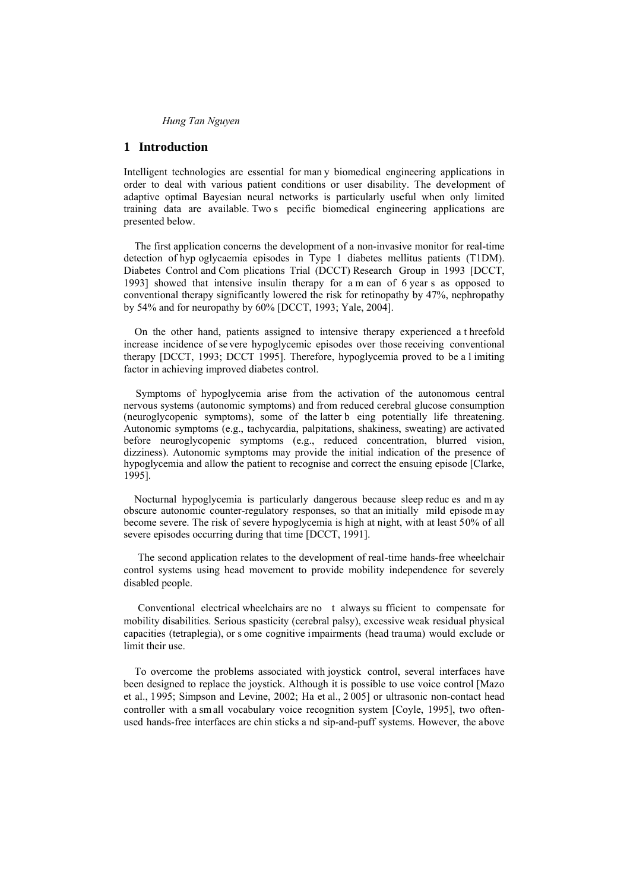## 1 Introduction

Intelligent technologies are essential for many biomedical engineering applications in order to deal with various patient conditions or user disability. The development of adaptive optimal Bayesian neural networks is particularly useful when only limited training data are available. Two specific biomedical engineering applications are presented below.

The first application concerns the development of a non-invasive monitor for real-time detection of hypoglycaemia episodes in Type 1 diabetes mellitus patients (T1DM). Diabetes Control and Complications Trial (DCCT) Research Group in 1993 [DCCT, 1993] showed that intensive insulin therapy for a mean of 6 years as opposed to conventional therapy significantly lowered the risk for retinopathy by 47%, nephropathy by 54% and for neuropathy by 60% [DCCT, 1993; Yale, 2004].

On the other hand, patients assigned to intensive therapy experienced a threefold increase incidence of severe hypoglycemic episodes over those receiving conventional therapy [DCCT, 1993; DCCT 1995]. Therefore, hypoglycemia proved to be a limiting factor in achieving improved diabetes control.

Symptoms of hypoglycemia arise from the activation of the autonomous central nervous systems (autonomic symptoms) and from reduced cerebral glucose consumption (neuroglycopenic symptoms), some of the latter being potentially life threatening. Autonomic symptoms (e.g., tachycardia, palpitations, shakiness, sweating) are activated before neuroglycopenic symptoms (e.g., reduced concentration, blurred vision, dizziness). Autonomic symptoms may provide the initial indication of the presence of hypoglycemia and allow the patient to recognise and correct the ensuing episode [Clarke, 1995].

Nocturnal hypoglycemia is particularly dangerous because sleep reduces and may obscure autonomic counter-regulatory responses, so that an initially mild episode may become severe. The risk of severe hypoglycemia is high at night, with at least 50% of all severe episodes occurring during that time [DCCT, 1991].

The second application relates to the development of real-time hands-free wheelchair control systems using head movement to provide mobility independence for severely disabled people.

Conventional electrical wheelchairs are not always sufficient to compensate for mobility disabilities. Serious spasticity (cerebral palsy), excessive weak residual physical capacities (tetraplegia), or some cognitive impairments (head trauma) would exclude or limit their use.

To overcome the problems associated with joystick control, several interfaces have been designed to replace the joystick. Although it is possible to use voice control [Mazo et al., 1995; Simpson and Levine, 2002; Ha et al., 2005] or ultrasonic non-contact head controller with a small vocabulary voice recognition system [Coyle, 1995], two often-used hands-free interfaces are chin sticks and sip-and-puff systems. However, the above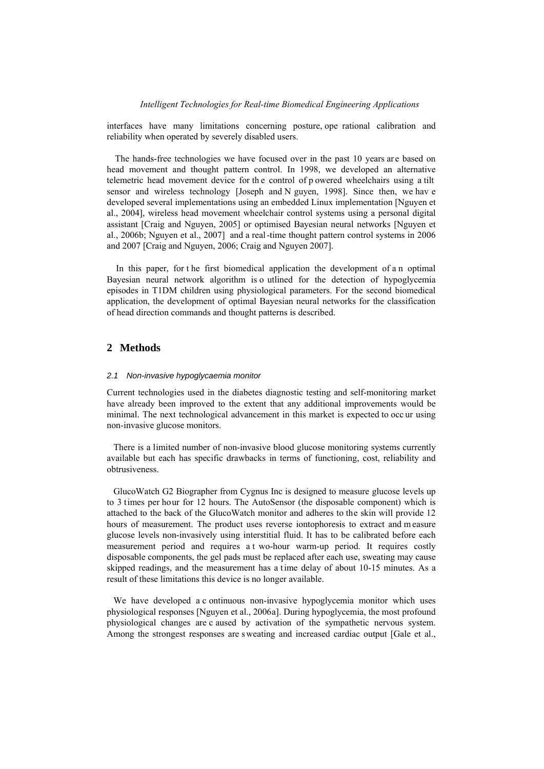interfaces have many limitations concerning posture, operational calibration and reliability when operated by severely disabled users.

The hands-free technologies we have focused over in the past 10 years are based on head movement and thought pattern control. In 1998, we developed an alternative telemetric head movement device for the control of powered wheelchairs using a tilt sensor and wireless technology [Joseph and Nguyen, 1998]. Since then, we have developed several implementations using an embedded Linux implementation [Nguyen et al., 2004], wireless head movement wheelchair control systems using a personal digital assistant [Craig and Nguyen, 2005] or optimised Bayesian neural networks [Nguyen et al., 2006b; Nguyen et al., 2007] and a real-time thought pattern control systems in 2006 and 2007 [Craig and Nguyen, 2006; Craig and Nguyen 2007].

In this paper, for the first biomedical application the development of an optimal Bayesian neural network algorithm is outlined for the detection of hypoglycemia episodes in T1DM children using physiological parameters. For the second biomedical application, the development of optimal Bayesian neural networks for the classification of head direction commands and thought patterns is described.

## 2 Methods

### 2.1 Non-invasive hypoglycaemia monitor

Current technologies used in the diabetes diagnostic testing and self-monitoring market have already been improved to the extent that any additional improvements would be minimal. The next technological advancement in this market is expected to occur using non-invasive glucose monitors.

There is a limited number of non-invasive blood glucose monitoring systems currently available but each has specific drawbacks in terms of functioning, cost, reliability and obtrusiveness.

GlucoWatch G2 Biographer from Cygnus Inc is designed to measure glucose levels up to 3 times per hour for 12 hours. The AutoSensor (the disposable component) which is attached to the back of the GlucoWatch monitor and adheres to the skin will provide 12 hours of measurement. The product uses reverse iontophoresis to extract and measure glucose levels non-invasively using interstitial fluid. It has to be calibrated before each measurement period and requires a two-hour warm-up period. It requires costly disposable components, the gel pads must be replaced after each use, sweating may cause skipped readings, and the measurement has a time delay of about 10-15 minutes. As a result of these limitations this device is no longer available.

We have developed a continuous non-invasive hypoglycemia monitor which uses physiological responses [Nguyen et al., 2006a]. During hypoglycemia, the most profound physiological changes are caused by activation of the sympathetic nervous system. Among the strongest responses are sweating and increased cardiac output [Gale et al.,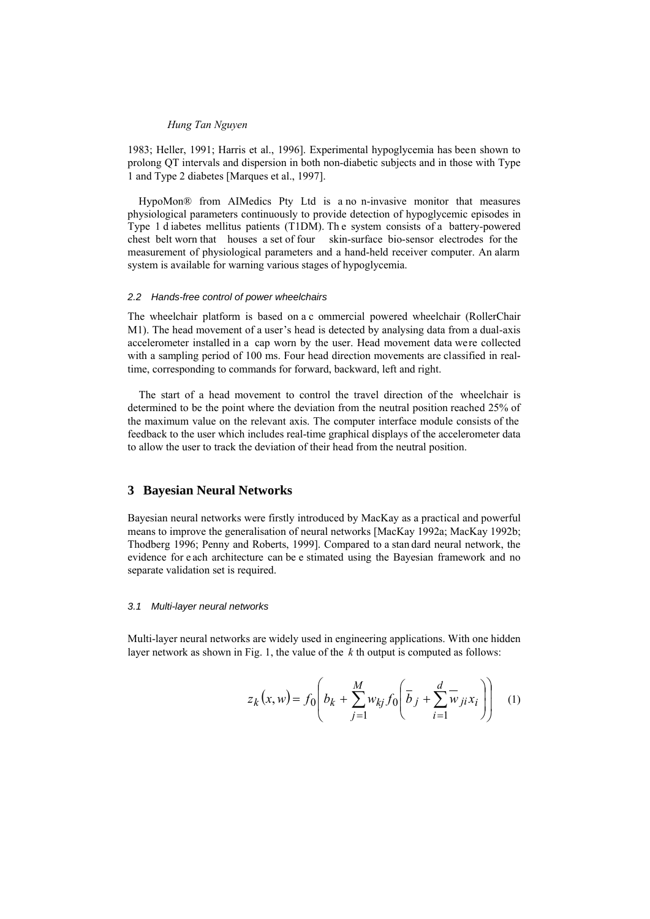1983; Heller, 1991; Harris et al., 1996]. Experimental hypoglycemia has been shown to prolong QT intervals and dispersion in both non-diabetic subjects and in those with Type 1 and Type 2 diabetes [Marques et al., 1997].

HypoMon® from AIMedics Pty Ltd is a non-invasive monitor that measures physiological parameters continuously to provide detection of hypoglycemic episodes in Type 1 diabetes mellitus patients (T1DM). The system consists of a battery-powered chest belt worn that houses a set of four skin-surface bio-sensor electrodes for the measurement of physiological parameters and a hand-held receiver computer. An alarm system is available for warning various stages of hypoglycemia.

### *2.2 Hands-free control of power wheelchairs*

The wheelchair platform is based on a commercial powered wheelchair (RollerChair M1). The head movement of a user's head is detected by analysing data from a dual-axis accelerometer installed in a cap worn by the user. Head movement data were collected with a sampling period of 100 ms. Four head direction movements are classified in real-time, corresponding to commands for forward, backward, left and right.

The start of a head movement to control the travel direction of the wheelchair is determined to be the point where the deviation from the neutral position reached 25% of the maximum value on the relevant axis. The computer interface module consists of the feedback to the user which includes real-time graphical displays of the accelerometer data to allow the user to track the deviation of their head from the neutral position.

## 3 Bayesian Neural Networks

Bayesian neural networks were firstly introduced by MacKay as a practical and powerful means to improve the generalisation of neural networks [MacKay 1992a; MacKay 1992b; Thodberg 1996; Penny and Roberts, 1999]. Compared to a standard neural network, the evidence for each architecture can be estimated using the Bayesian framework and no separate validation set is required.

### *3.1 Multi-layer neural networks*

Multi-layer neural networks are widely used in engineering applications. With one hidden layer network as shown in Fig. 1, the value of the $k$ th output is computed as follows:

$$z_k(x,w) = f_0\left(b_k + \sum_{j=1}^{M} w_{kj} f_0\left(\overline{b}_j + \sum_{i=1}^{d} \overline{w}_{ji} x_i\right)\right) \quad (1)$$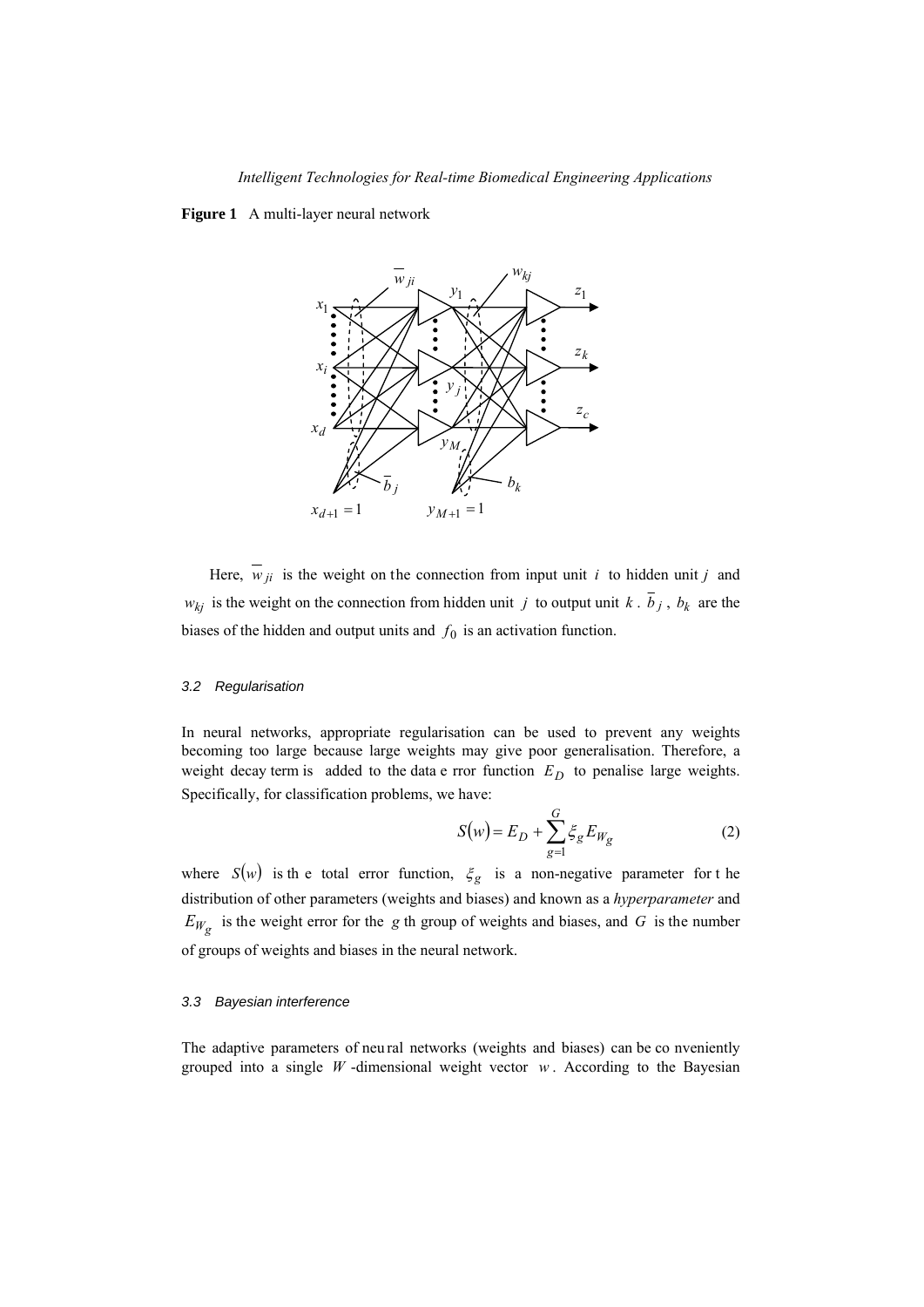**Figure 1** A multi-layer neural network

Here, $\overline{w}_{ji}$ is the weight on the connection from input unit $i$ to hidden unit $j$ and $w_{kj}$ is the weight on the connection from hidden unit $j$ to output unit $k$. $\overline{b}_j$, $b_k$ are the biases of the hidden and output units and $f_0$ is an activation function.

### 3.2 Regularisation

In neural networks, appropriate regularisation can be used to prevent any weights becoming too large because large weights may give poor generalisation. Therefore, a weight decay term is added to the data error function $E_D$ to penalise large weights. Specifically, for classification problems, we have:

$$S(w) = E_D + \sum_{g=1}^{G} \xi_g E_{W_g} \tag{2}$$

where $S(w)$ is the total error function, $\xi_g$ is a non-negative parameter for the distribution of other parameters (weights and biases) and known as a *hyperparameter* and $E_{W_g}$ is the weight error for the $g$ th group of weights and biases, and $G$ is the number of groups of weights and biases in the neural network.

### 3.3 Bayesian interference

The adaptive parameters of neural networks (weights and biases) can be conveniently grouped into a single $W$-dimensional weight vector $w$. According to the Bayesian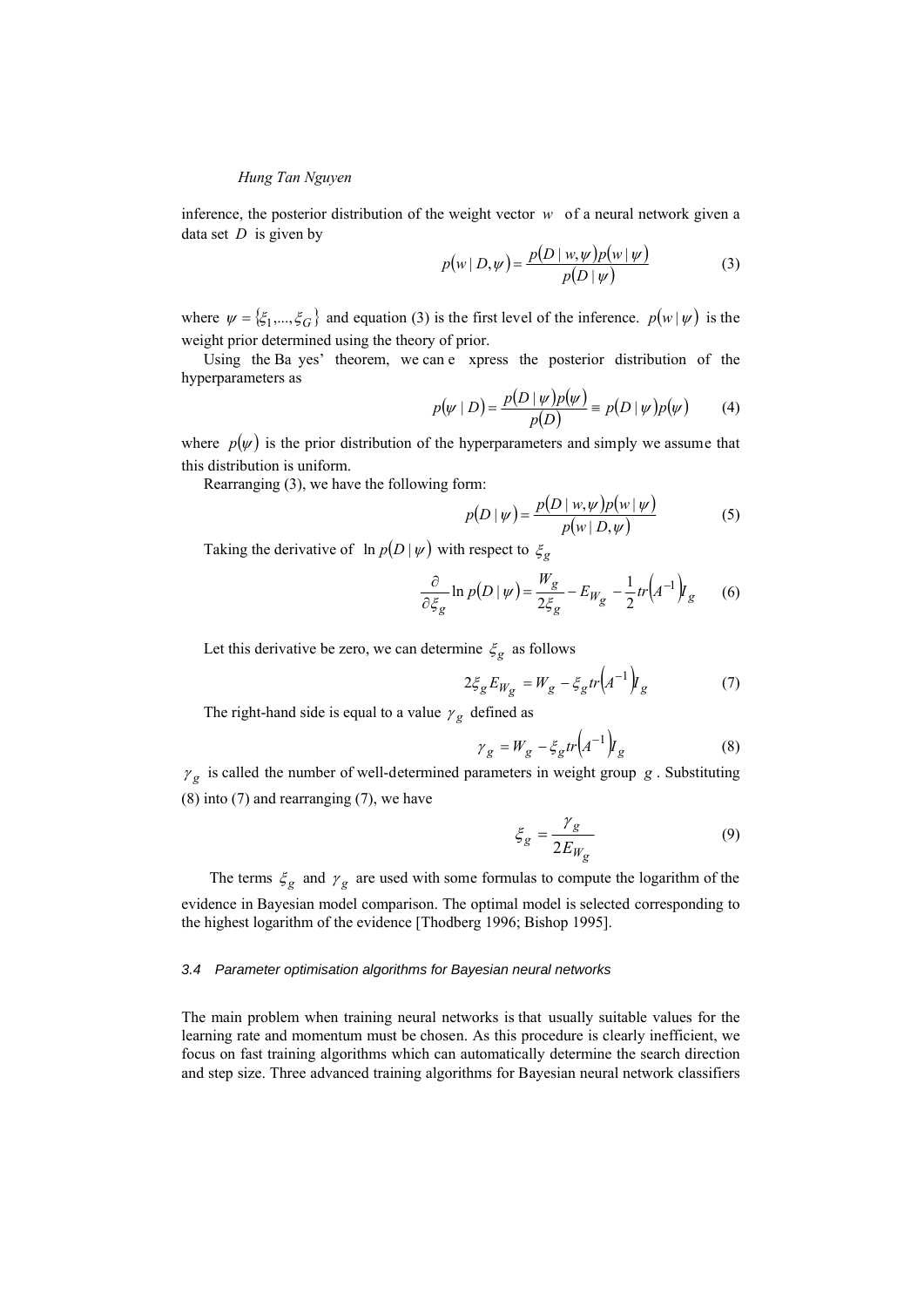inference, the posterior distribution of the weight vector $w$ of a neural network given a data set $D$ is given by

$$p(w \mid D, \psi) = \frac{p(D \mid w, \psi) p(w \mid \psi)}{p(D \mid \psi)} \tag{3}$$

where $\psi = \{\xi_1, ..., \xi_G\}$ and equation (3) is the first level of the inference. $p(w \mid \psi)$ is the weight prior determined using the theory of prior.

Using the Ba yes' theorem, we can e xpress the posterior distribution of the hyperparameters as

$$p(\psi \mid D) = \frac{p(D \mid \psi) p(\psi)}{p(D)} \equiv p(D \mid \psi) p(\psi) \tag{4}$$

where $p(\psi)$ is the prior distribution of the hyperparameters and simply we assume that this distribution is uniform.

Rearranging (3), we have the following form:

$$p(D \mid \psi) = \frac{p(D \mid w, \psi) p(w \mid \psi)}{p(w \mid D, \psi)} \tag{5}$$

Taking the derivative of $\ln p(D \mid \psi)$ with respect to $\xi_g$

$$\frac{\partial}{\partial \xi_g} \ln p(D \mid \psi) = \frac{W_g}{2\xi_g} - E_{W_g} - \frac{1}{2} tr\left(A^{-1}\right) I_g \tag{6}$$

Let this derivative be zero, we can determine $\xi_g$ as follows

$$2\xi_g E_{W_g} = W_g - \xi_g tr\left(A^{-1}\right) I_g \tag{7}$$

The right-hand side is equal to a value $\gamma_g$ defined as

$$\gamma_g = W_g - \xi_g tr\left(A^{-1}\right) I_g \tag{8}$$

$\gamma_g$ is called the number of well-determined parameters in weight group $g$. Substituting (8) into (7) and rearranging (7), we have

$$\xi_g = \frac{\gamma_g}{2E_{W_g}} \tag{9}$$

The terms $\xi_g$ and $\gamma_g$ are used with some formulas to compute the logarithm of the evidence in Bayesian model comparison. The optimal model is selected corresponding to the highest logarithm of the evidence [Thodberg 1996; Bishop 1995].

### *3.4 Parameter optimisation algorithms for Bayesian neural networks*

The main problem when training neural networks is that usually suitable values for the learning rate and momentum must be chosen. As this procedure is clearly inefficient, we focus on fast training algorithms which can automatically determine the search direction and step size. Three advanced training algorithms for Bayesian neural network classifiers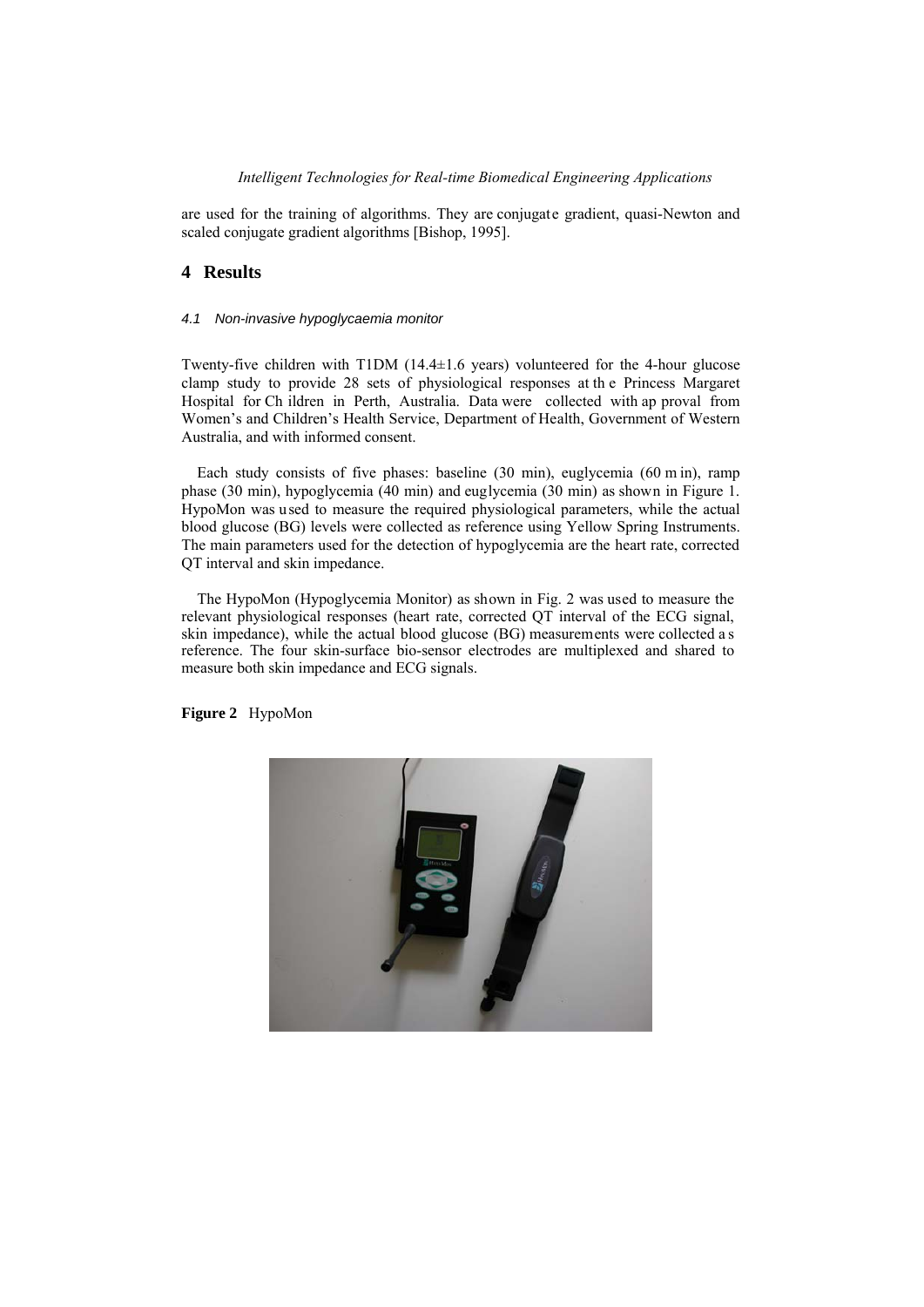are used for the training of algorithms. They are conjugate gradient, quasi-Newton and scaled conjugate gradient algorithms [Bishop, 1995].

## 4 Results

### 4.1 Non-invasive hypoglycaemia monitor

Twenty-five children with T1DM (14.4±1.6 years) volunteered for the 4-hour glucose clamp study to provide 28 sets of physiological responses at the Princess Margaret Hospital for Children in Perth, Australia. Data were collected with approval from Women's and Children's Health Service, Department of Health, Government of Western Australia, and with informed consent.

Each study consists of five phases: baseline (30 min), euglycemia (60 min), ramp phase (30 min), hypoglycemia (40 min) and euglycemia (30 min) as shown in Figure 1. HypoMon was used to measure the required physiological parameters, while the actual blood glucose (BG) levels were collected as reference using Yellow Spring Instruments. The main parameters used for the detection of hypoglycemia are the heart rate, corrected QT interval and skin impedance.

The HypoMon (Hypoglycemia Monitor) as shown in Fig. 2 was used to measure the relevant physiological responses (heart rate, corrected QT interval of the ECG signal, skin impedance), while the actual blood glucose (BG) measurements were collected as reference. The four skin-surface bio-sensor electrodes are multiplexed and shared to measure both skin impedance and ECG signals.

**Figure 2** HypoMon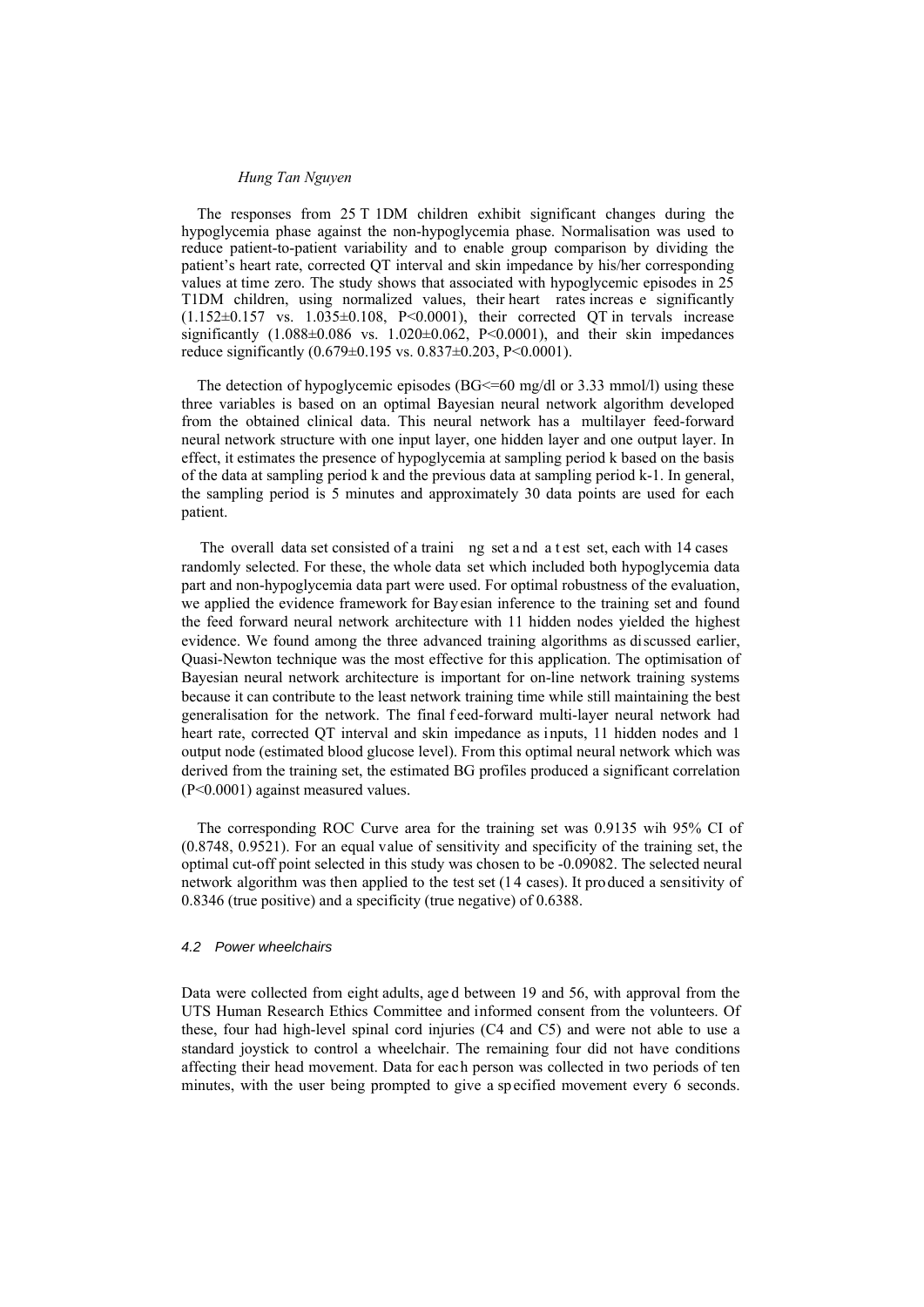The responses from 25 T1DM children exhibit significant changes during the hypoglycemia phase against the non-hypoglycemia phase. Normalisation was used to reduce patient-to-patient variability and to enable group comparison by dividing the patient's heart rate, corrected QT interval and skin impedance by his/her corresponding values at time zero. The study shows that associated with hypoglycemic episodes in 25 T1DM children, using normalized values, their heart rates increase significantly ($1.152 \pm 0.157$ vs. $1.035 \pm 0.108$, $P<0.0001$), their corrected QT intervals increase significantly ($1.088 \pm 0.086$ vs. $1.020 \pm 0.062$, $P<0.0001$), and their skin impedances reduce significantly ($0.679 \pm 0.195$ vs. $0.837 \pm 0.203$, $P<0.0001$).

The detection of hypoglycemic episodes (BG<=60 mg/dl or 3.33 mmol/l) using these three variables is based on an optimal Bayesian neural network algorithm developed from the obtained clinical data. This neural network has a multilayer feed-forward neural network structure with one input layer, one hidden layer and one output layer. In effect, it estimates the presence of hypoglycemia at sampling period k based on the basis of the data at sampling period k and the previous data at sampling period k-1. In general, the sampling period is 5 minutes and approximately 30 data points are used for each patient.

The overall data set consisted of a training set and a test set, each with 14 cases randomly selected. For these, the whole data set which included both hypoglycemia data part and non-hypoglycemia data part were used. For optimal robustness of the evaluation, we applied the evidence framework for Bayesian inference to the training set and found the feed forward neural network architecture with 11 hidden nodes yielded the highest evidence. We found among the three advanced training algorithms as discussed earlier, Quasi-Newton technique was the most effective for this application. The optimisation of Bayesian neural network architecture is important for on-line network training systems because it can contribute to the least network training time while still maintaining the best generalisation for the network. The final feed-forward multi-layer neural network had heart rate, corrected QT interval and skin impedance as inputs, 11 hidden nodes and 1 output node (estimated blood glucose level). From this optimal neural network which was derived from the training set, the estimated BG profiles produced a significant correlation ($P<0.0001$) against measured values.

The corresponding ROC Curve area for the training set was 0.9135 wih 95% CI of (0.8748, 0.9521). For an equal value of sensitivity and specificity of the training set, the optimal cut-off point selected in this study was chosen to be -0.09082. The selected neural network algorithm was then applied to the test set (14 cases). It produced a sensitivity of 0.8346 (true positive) and a specificity (true negative) of 0.6388.

### 4.2 Power wheelchairs

Data were collected from eight adults, aged between 19 and 56, with approval from the UTS Human Research Ethics Committee and informed consent from the volunteers. Of these, four had high-level spinal cord injuries (C4 and C5) and were not able to use a standard joystick to control a wheelchair. The remaining four did not have conditions affecting their head movement. Data for each person was collected in two periods of ten minutes, with the user being prompted to give a specified movement every 6 seconds.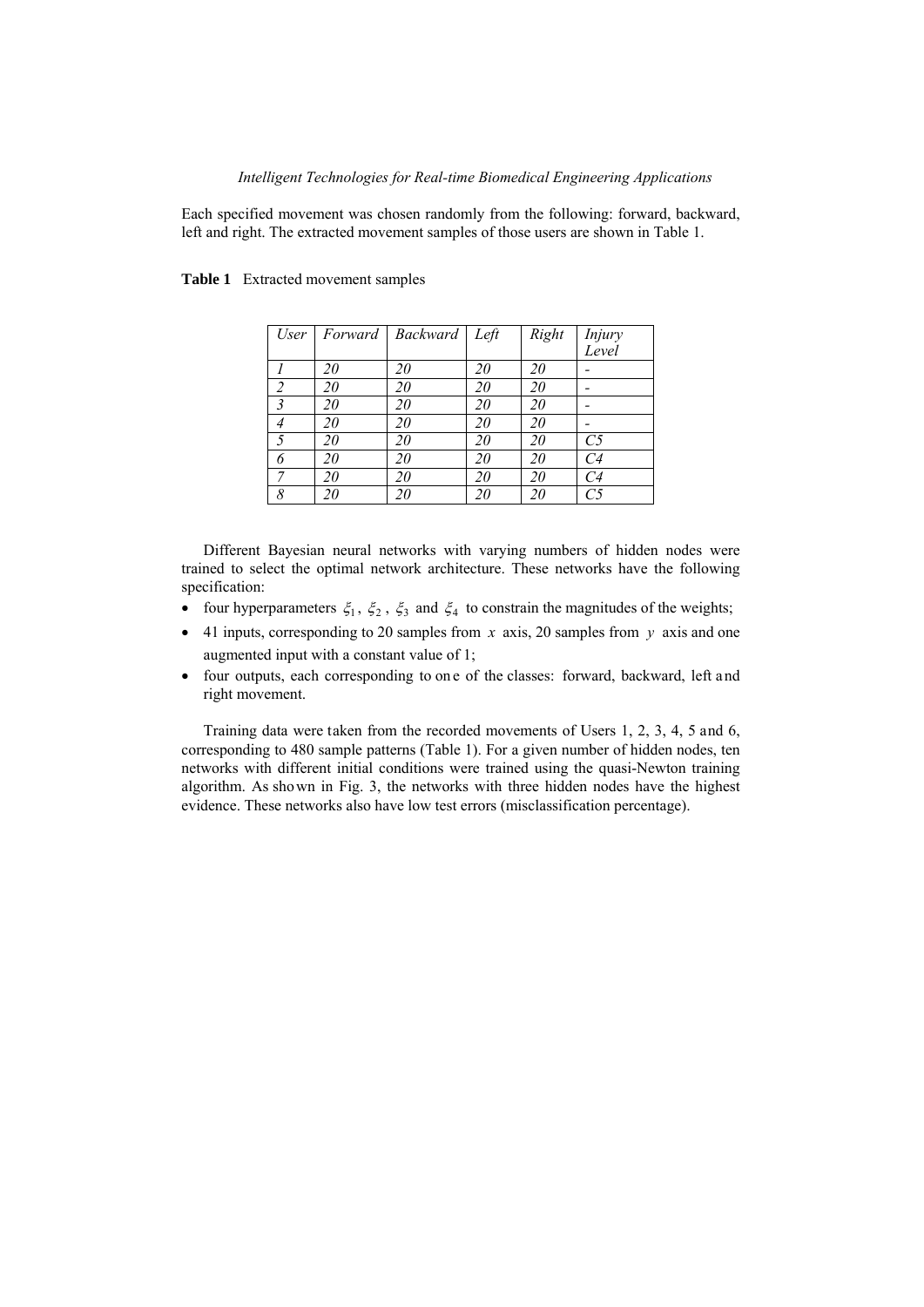Each specified movement was chosen randomly from the following: forward, backward, left and right. The extracted movement samples of those users are shown in Table 1.

**Table 1** Extracted movement samples

| *User* | *Forward* | *Backward* | *Left* | *Right* | *Injury Level* |
|---|---|---|---|---|---|
| *1* | *20* | *20* | *20* | *20* | - |
| *2* | *20* | *20* | *20* | *20* | - |
| *3* | *20* | *20* | *20* | *20* | - |
| *4* | *20* | *20* | *20* | *20* | - |
| *5* | *20* | *20* | *20* | *20* | *C5* |
| *6* | *20* | *20* | *20* | *20* | *C4* |
| *7* | *20* | *20* | *20* | *20* | *C4* |
| *8* | *20* | *20* | *20* | *20* | *C5* |

Different Bayesian neural networks with varying numbers of hidden nodes were trained to select the optimal network architecture. These networks have the following specification:

- four hyperparameters $\xi_1$, $\xi_2$, $\xi_3$ and $\xi_4$ to constrain the magnitudes of the weights;
- 41 inputs, corresponding to 20 samples from $x$ axis, 20 samples from $y$ axis and one augmented input with a constant value of 1;
- four outputs, each corresponding to one of the classes: forward, backward, left and right movement.

Training data were taken from the recorded movements of Users 1, 2, 3, 4, 5 and 6, corresponding to 480 sample patterns (Table 1). For a given number of hidden nodes, ten networks with different initial conditions were trained using the quasi-Newton training algorithm. As shown in Fig. 3, the networks with three hidden nodes have the highest evidence. These networks also have low test errors (misclassification percentage).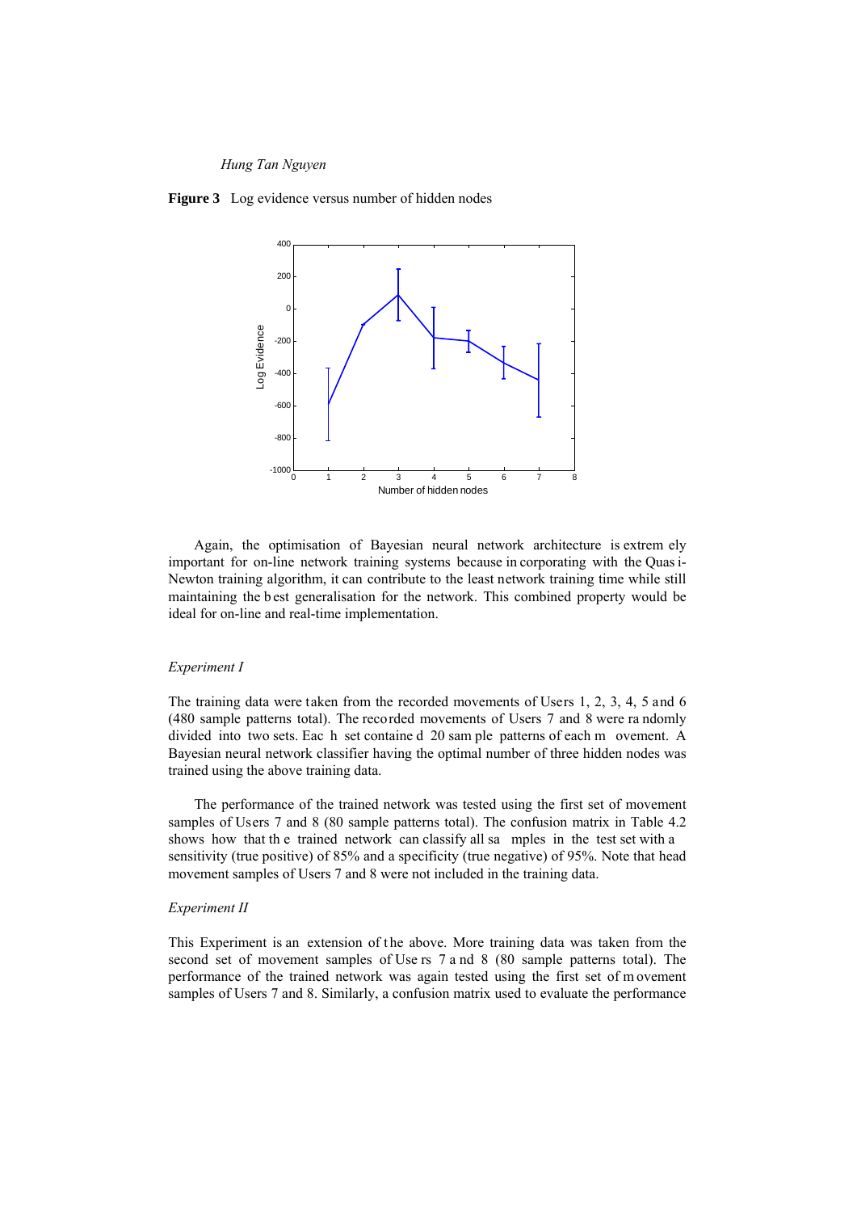**Figure 3** Log evidence versus number of hidden nodes

Again, the optimisation of Bayesian neural network architecture is extremely important for on-line network training systems because incorporating with the Quasi-Newton training algorithm, it can contribute to the least network training time while still maintaining the best generalisation for the network. This combined property would be ideal for on-line and real-time implementation.

*Experiment I*

The training data were taken from the recorded movements of Users 1, 2, 3, 4, 5 and 6 (480 sample patterns total). The recorded movements of Users 7 and 8 were randomly divided into two sets. Each set contained 20 sample patterns of each movement. A Bayesian neural network classifier having the optimal number of three hidden nodes was trained using the above training data.

The performance of the trained network was tested using the first set of movement samples of Users 7 and 8 (80 sample patterns total). The confusion matrix in Table 4.2 shows how that the trained network can classify all samples in the test set with a sensitivity (true positive) of 85% and a specificity (true negative) of 95%. Note that head movement samples of Users 7 and 8 were not included in the training data.

*Experiment II*

This Experiment is an extension of the above. More training data was taken from the second set of movement samples of Users 7 and 8 (80 sample patterns total). The performance of the trained network was again tested using the first set of movement samples of Users 7 and 8. Similarly, a confusion matrix used to evaluate the performance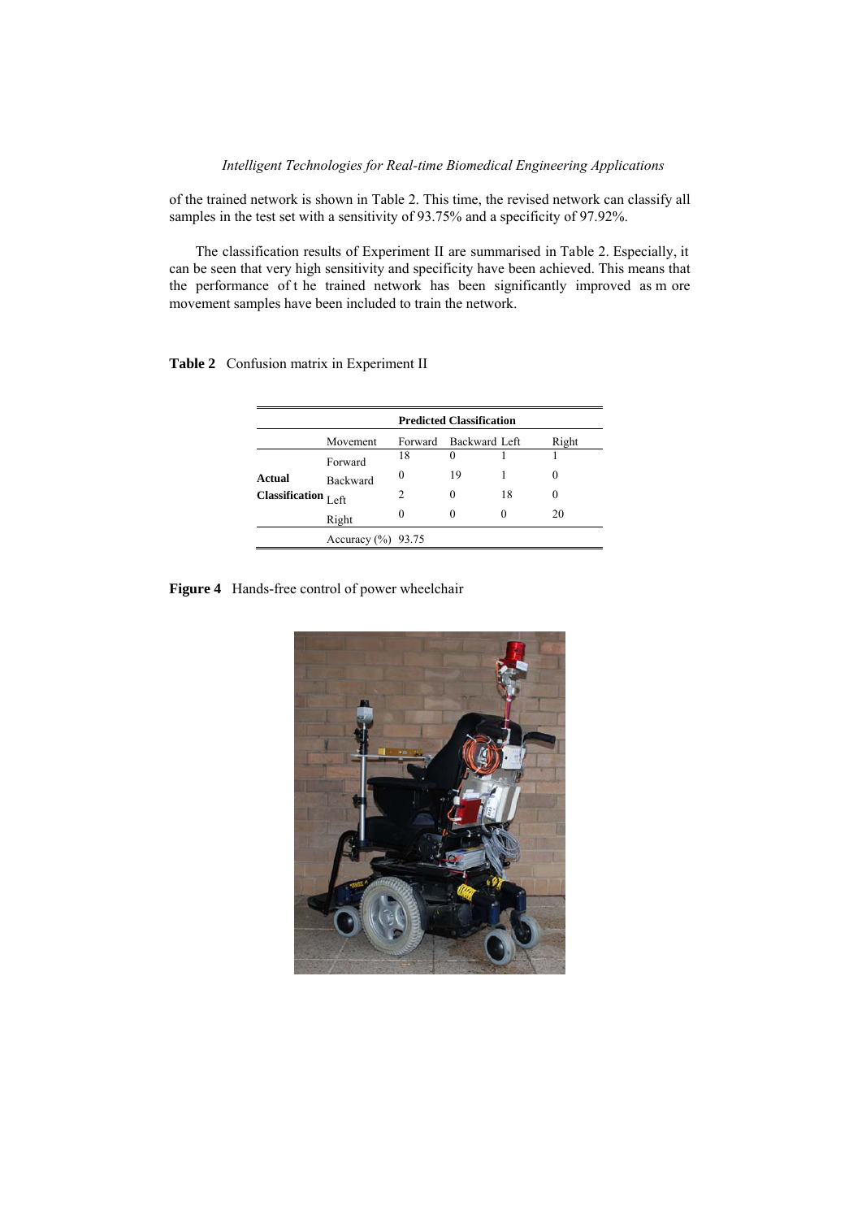of the trained network is shown in Table 2. This time, the revised network can classify all samples in the test set with a sensitivity of 93.75% and a specificity of 97.92%.

The classification results of Experiment II are summarised in Table 2. Especially, it can be seen that very high sensitivity and specificity have been achieved. This means that the performance of the trained network has been significantly improved as more movement samples have been included to train the network.

**Table 2** Confusion matrix in Experiment II

| | | Predicted Classification | | | |
|---|---|---|---|---|---|
| | Movement | Forward | Backward | Left | Right |
| Actual Classification | Forward | 18 | 0 | 1 | 1 |
| | Backward | 0 | 19 | 1 | 0 |
| | Left | 2 | 0 | 18 | 0 |
| | Right | 0 | 0 | 0 | 20 |
| | Accuracy (%) | 93.75 | | | |

**Figure 4** Hands-free control of power wheelchair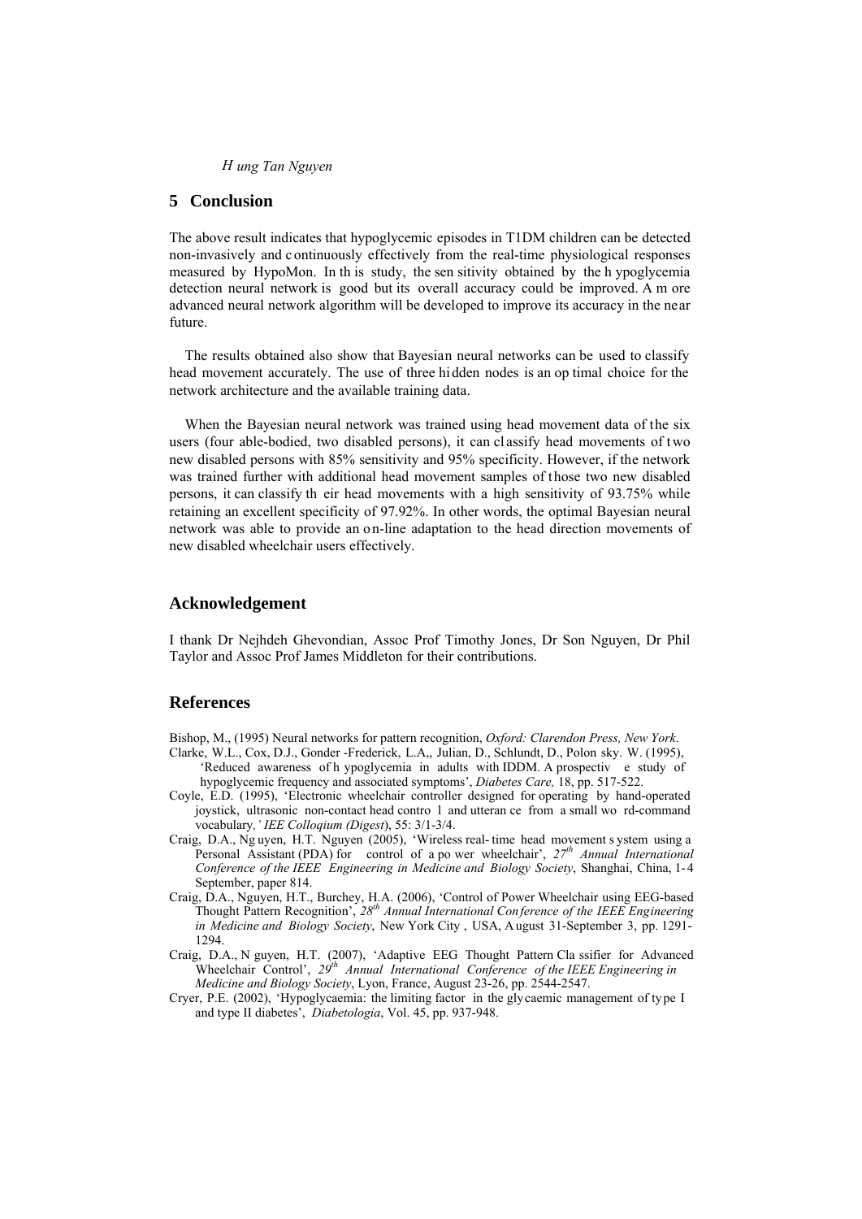## 5 Conclusion

The above result indicates that hypoglycemic episodes in T1DM children can be detected non-invasively and continuously effectively from the real-time physiological responses measured by HypoMon. In this study, the sensitivity obtained by the hypoglycemia detection neural network is good but its overall accuracy could be improved. A more advanced neural network algorithm will be developed to improve its accuracy in the near future.

The results obtained also show that Bayesian neural networks can be used to classify head movement accurately. The use of three hidden nodes is an optimal choice for the network architecture and the available training data.

When the Bayesian neural network was trained using head movement data of the six users (four able-bodied, two disabled persons), it can classify head movements of two new disabled persons with 85% sensitivity and 95% specificity. However, if the network was trained further with additional head movement samples of those two new disabled persons, it can classify their head movements with a high sensitivity of 93.75% while retaining an excellent specificity of 97.92%. In other words, the optimal Bayesian neural network was able to provide an on-line adaptation to the head direction movements of new disabled wheelchair users effectively.

## Acknowledgement

I thank Dr Nejhdeh Ghevondian, Assoc Prof Timothy Jones, Dr Son Nguyen, Dr Phil Taylor and Assoc Prof James Middleton for their contributions.

## References

Bishop, M., (1995) Neural networks for pattern recognition, *Oxford: Clarendon Press, New York*.

Clarke, W.L., Cox, D.J., Gonder -Frederick, L.A,, Julian, D., Schlundt, D., Polonsky. W. (1995), 'Reduced awareness of hypoglycemia in adults with IDDM. A prospective study of hypoglycemic frequency and associated symptoms', *Diabetes Care,* 18, pp. 517-522.

Coyle, E.D. (1995), 'Electronic wheelchair controller designed for operating by hand-operated joystick, ultrasonic non-contact head control and utterance from a small word-command vocabulary,' *IEE Colloqium (Digest*), 55: 3/1-3/4.

Craig, D.A., Nguyen, H.T. Nguyen (2005), 'Wireless real-time head movement system using a Personal Assistant (PDA) for control of a power wheelchair', *27th Annual International Conference of the IEEE Engineering in Medicine and Biology Society*, Shanghai, China, 1-4 September, paper 814.

Craig, D.A., Nguyen, H.T., Burchey, H.A. (2006), 'Control of Power Wheelchair using EEG-based Thought Pattern Recognition', *28th Annual International Conference of the IEEE Engineering in Medicine and Biology Society*, New York City , USA, August 31-September 3, pp. 1291-1294.

Craig, D.A., Nguyen, H.T. (2007), 'Adaptive EEG Thought Pattern Classifier for Advanced Wheelchair Control', *29th Annual International Conference of the IEEE Engineering in Medicine and Biology Society*, Lyon, France, August 23-26, pp. 2544-2547.

Cryer, P.E. (2002), 'Hypoglycaemia: the limiting factor in the glycaemic management of type I and type II diabetes', *Diabetologia*, Vol. 45, pp. 937-948.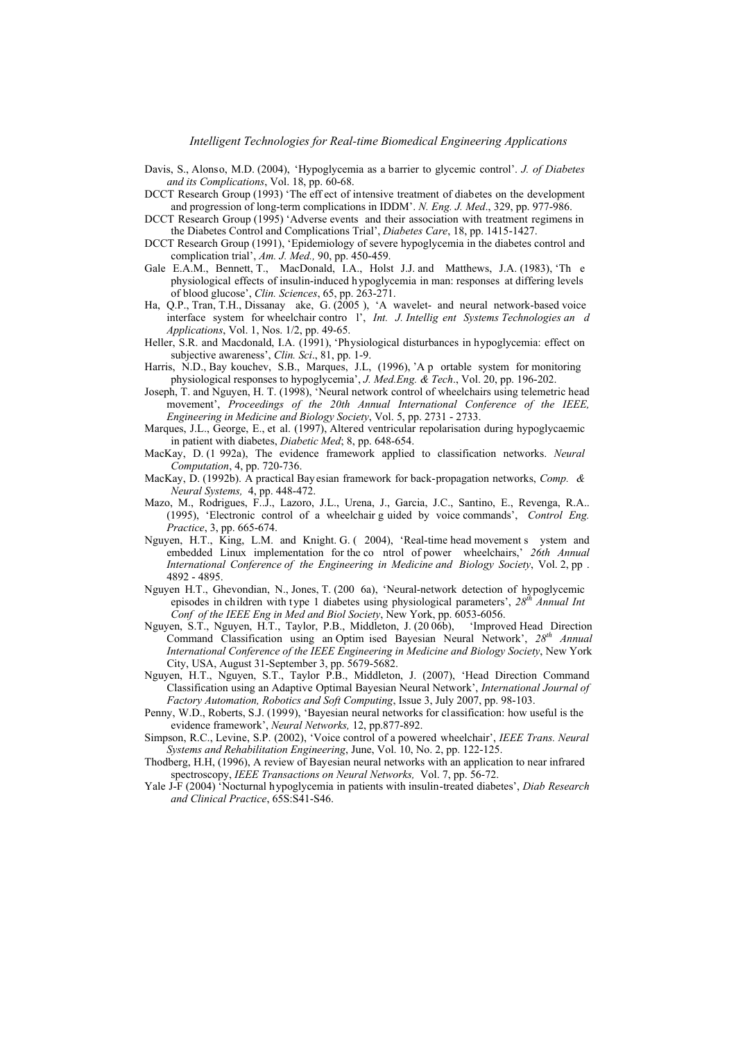Davis, S., Alonso, M.D. (2004), 'Hypoglycemia as a barrier to glycemic control'. *J. of Diabetes and its Complications*, Vol. 18, pp. 60-68.

DCCT Research Group (1993) 'The effect of intensive treatment of diabetes on the development and progression of long-term complications in IDDM'. *N. Eng. J. Med*., 329, pp. 977-986.

DCCT Research Group (1995) 'Adverse events and their association with treatment regimens in the Diabetes Control and Complications Trial', *Diabetes Care*, 18, pp. 1415-1427.

DCCT Research Group (1991), 'Epidemiology of severe hypoglycemia in the diabetes control and complication trial', *Am. J. Med.,* 90, pp. 450-459.

Gale E.A.M., Bennett, T., MacDonald, I.A., Holst J.J. and Matthews, J.A. (1983), 'The physiological effects of insulin-induced hypoglycemia in man: responses at differing levels of blood glucose', *Clin. Sciences*, 65, pp. 263-271.

Ha, Q.P., Tran, T.H., Dissanayake, G. (2005 ), 'A wavelet- and neural network-based voice interface system for wheelchair control', *Int. J. Intelligent Systems Technologies and Applications*, Vol. 1, Nos. 1/2, pp. 49-65.

Heller, S.R. and Macdonald, I.A. (1991), 'Physiological disturbances in hypoglycemia: effect on subjective awareness', *Clin. Sci*., 81, pp. 1-9.

Harris, N.D., Baykouchev, S.B., Marques, J.L, (1996), 'A portable system for monitoring physiological responses to hypoglycemia', *J. Med.Eng. & Tech*., Vol. 20, pp. 196-202.

Joseph, T. and Nguyen, H. T. (1998), 'Neural network control of wheelchairs using telemetric head movement', *Proceedings of the 20th Annual International Conference of the IEEE, Engineering in Medicine and Biology Society*, Vol. 5, pp. 2731 - 2733.

Marques, J.L., George, E., et al. (1997), Altered ventricular repolarisation during hypoglycaemic in patient with diabetes, *Diabetic Med*; 8, pp. 648-654.

MacKay, D. (1992a), The evidence framework applied to classification networks. *Neural Computation*, 4, pp. 720-736.

MacKay, D. (1992b). A practical Bayesian framework for back-propagation networks, *Comp. & Neural Systems,* 4, pp. 448-472.

Mazo, M., Rodrigues, F.J., Lazoro, J.L., Urena, J., Garcia, J.C., Santino, E., Revenga, R.A.. (1995), 'Electronic control of a wheelchair guided by voice commands', *Control Eng. Practice*, 3, pp. 665-674.

Nguyen, H.T., King, L.M. and Knight. G. ( 2004), 'Real-time head movements system and embedded Linux implementation for the control of power wheelchairs,' *26th Annual International Conference of the Engineering in Medicine and Biology Society*, Vol. 2, pp. 4892 - 4895.

Nguyen H.T., Ghevondian, N., Jones, T. (2006a), 'Neural-network detection of hypoglycemic episodes in children with type 1 diabetes using physiological parameters', *28th Annual Int Conf of the IEEE Eng in Med and Biol Society*, New York, pp. 6053-6056.

Nguyen, S.T., Nguyen, H.T., Taylor, P.B., Middleton, J. (2006b), 'Improved Head Direction Command Classification using an Optimised Bayesian Neural Network', *28th Annual International Conference of the IEEE Engineering in Medicine and Biology Society*, New York City, USA, August 31-September 3, pp. 5679-5682.

Nguyen, H.T., Nguyen, S.T., Taylor P.B., Middleton, J. (2007), 'Head Direction Command Classification using an Adaptive Optimal Bayesian Neural Network', *International Journal of Factory Automation, Robotics and Soft Computing*, Issue 3, July 2007, pp. 98-103.

Penny, W.D., Roberts, S.J. (1999), 'Bayesian neural networks for classification: how useful is the evidence framework', *Neural Networks,* 12, pp.877-892.

Simpson, R.C., Levine, S.P. (2002), 'Voice control of a powered wheelchair', *IEEE Trans. Neural Systems and Rehabilitation Engineering*, June, Vol. 10, No. 2, pp. 122-125.

Thodberg, H.H, (1996), A review of Bayesian neural networks with an application to near infrared spectroscopy, *IEEE Transactions on Neural Networks,* Vol. 7, pp. 56-72.

Yale J-F (2004) 'Nocturnal hypoglycemia in patients with insulin-treated diabetes', *Diab Research and Clinical Practice*, 65S:S41-S46.